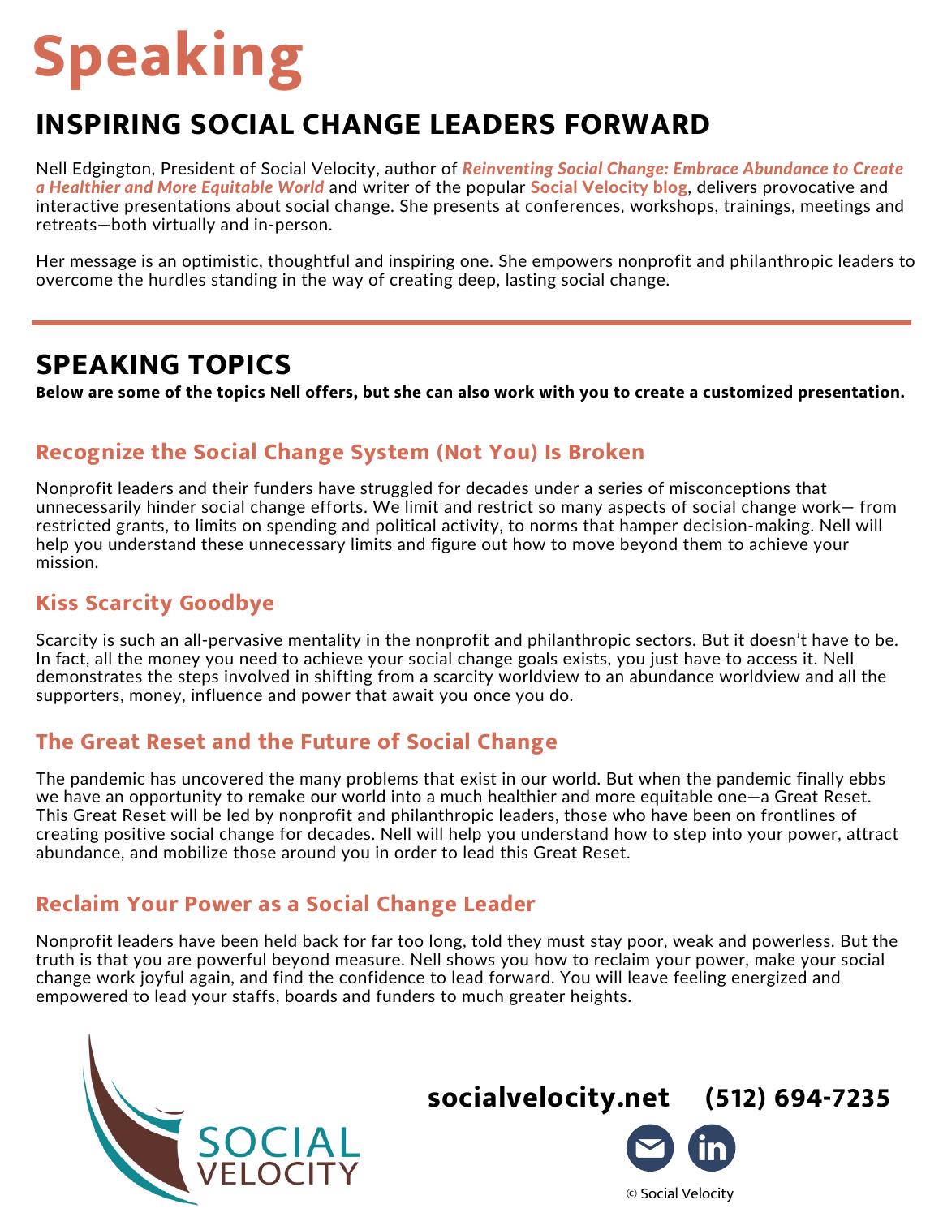# Speaking

## INSPIRING SOCIAL CHANGE LEADERS FORWARD

Nell Edgington, President of Social Velocity, author of ***Reinventing Social Change: Embrace Abundance to Create a Healthier and More Equitable World*** and writer of the popular **Social Velocity blog**, delivers provocative and interactive presentations about social change. She presents at conferences, workshops, trainings, meetings and retreats—both virtually and in-person.

Her message is an optimistic, thoughtful and inspiring one. She empowers nonprofit and philanthropic leaders to overcome the hurdles standing in the way of creating deep, lasting social change.

---

## SPEAKING TOPICS

**Below are some of the topics Nell offers, but she can also work with you to create a customized presentation.**

### Recognize the Social Change System (Not You) Is Broken

Nonprofit leaders and their funders have struggled for decades under a series of misconceptions that unnecessarily hinder social change efforts. We limit and restrict so many aspects of social change work— from restricted grants, to limits on spending and political activity, to norms that hamper decision-making. Nell will help you understand these unnecessary limits and figure out how to move beyond them to achieve your mission.

### Kiss Scarcity Goodbye

Scarcity is such an all-pervasive mentality in the nonprofit and philanthropic sectors. But it doesn't have to be. In fact, all the money you need to achieve your social change goals exists, you just have to access it. Nell demonstrates the steps involved in shifting from a scarcity worldview to an abundance worldview and all the supporters, money, influence and power that await you once you do.

### The Great Reset and the Future of Social Change

The pandemic has uncovered the many problems that exist in our world. But when the pandemic finally ebbs we have an opportunity to remake our world into a much healthier and more equitable one—a Great Reset. This Great Reset will be led by nonprofit and philanthropic leaders, those who have been on frontlines of creating positive social change for decades. Nell will help you understand how to step into your power, attract abundance, and mobilize those around you in order to lead this Great Reset.

### Reclaim Your Power as a Social Change Leader

Nonprofit leaders have been held back for far too long, told they must stay poor, weak and powerless. But the truth is that you are powerful beyond measure. Nell shows you how to reclaim your power, make your social change work joyful again, and find the confidence to lead forward. You will leave feeling energized and empowered to lead your staffs, boards and funders to much greater heights.

SOCIAL VELOCITY

**socialvelocity.net (512) 694-7235**

© Social Velocity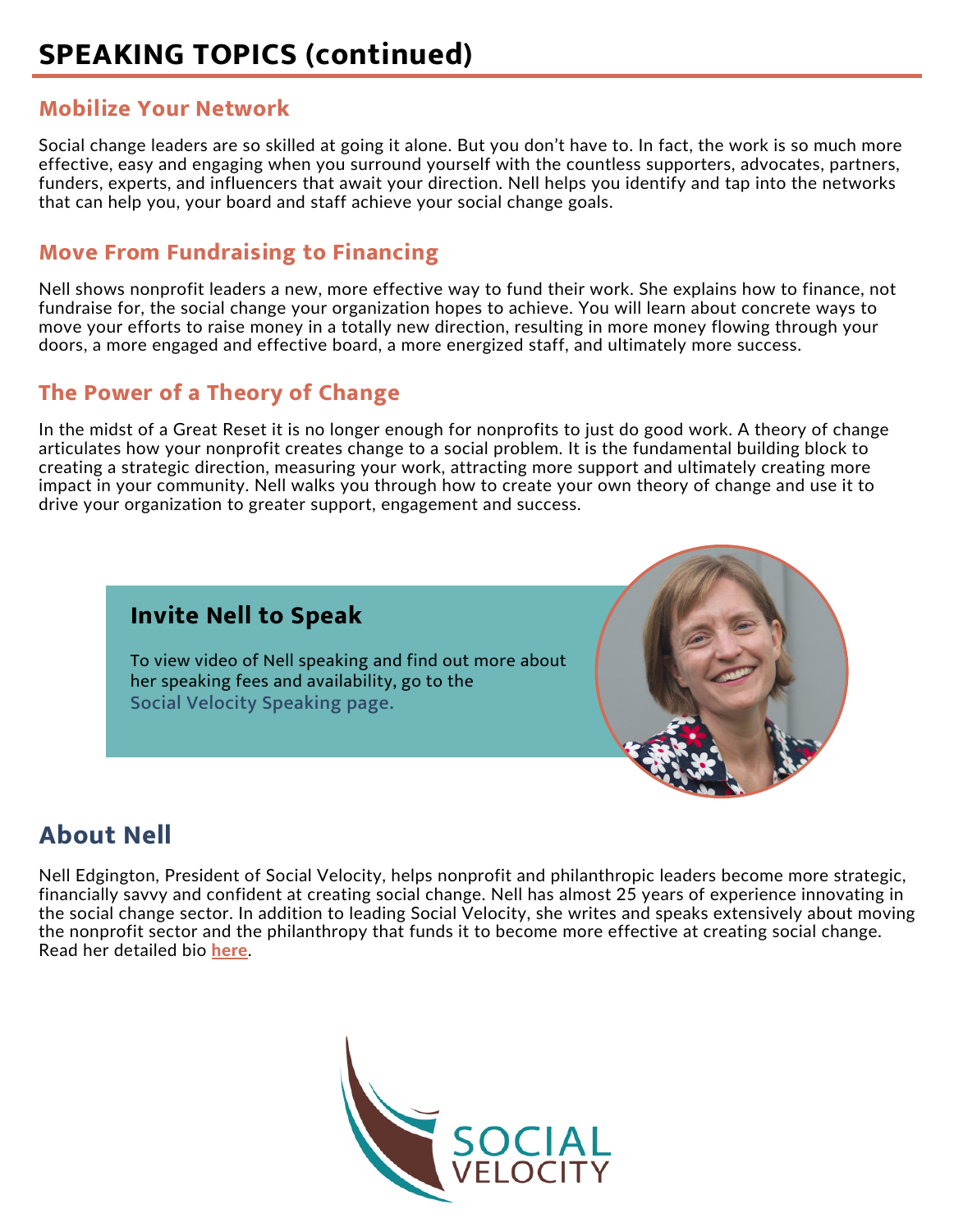# SPEAKING TOPICS (continued)

## Mobilize Your Network

Social change leaders are so skilled at going it alone. But you don't have to. In fact, the work is so much more effective, easy and engaging when you surround yourself with the countless supporters, advocates, partners, funders, experts, and influencers that await your direction. Nell helps you identify and tap into the networks that can help you, your board and staff achieve your social change goals.

## Move From Fundraising to Financing

Nell shows nonprofit leaders a new, more effective way to fund their work. She explains how to finance, not fundraise for, the social change your organization hopes to achieve. You will learn about concrete ways to move your efforts to raise money in a totally new direction, resulting in more money flowing through your doors, a more engaged and effective board, a more energized staff, and ultimately more success.

## The Power of a Theory of Change

In the midst of a Great Reset it is no longer enough for nonprofits to just do good work. A theory of change articulates how your nonprofit creates change to a social problem. It is the fundamental building block to creating a strategic direction, measuring your work, attracting more support and ultimately creating more impact in your community. Nell walks you through how to create your own theory of change and use it to drive your organization to greater support, engagement and success.

### Invite Nell to Speak

To view video of Nell speaking and find out more about her speaking fees and availability, go to the Social Velocity Speaking page.

## About Nell

Nell Edgington, President of Social Velocity, helps nonprofit and philanthropic leaders become more strategic, financially savvy and confident at creating social change. Nell has almost 25 years of experience innovating in the social change sector. In addition to leading Social Velocity, she writes and speaks extensively about moving the nonprofit sector and the philanthropy that funds it to become more effective at creating social change. Read her detailed bio **here**.

SOCIAL VELOCITY